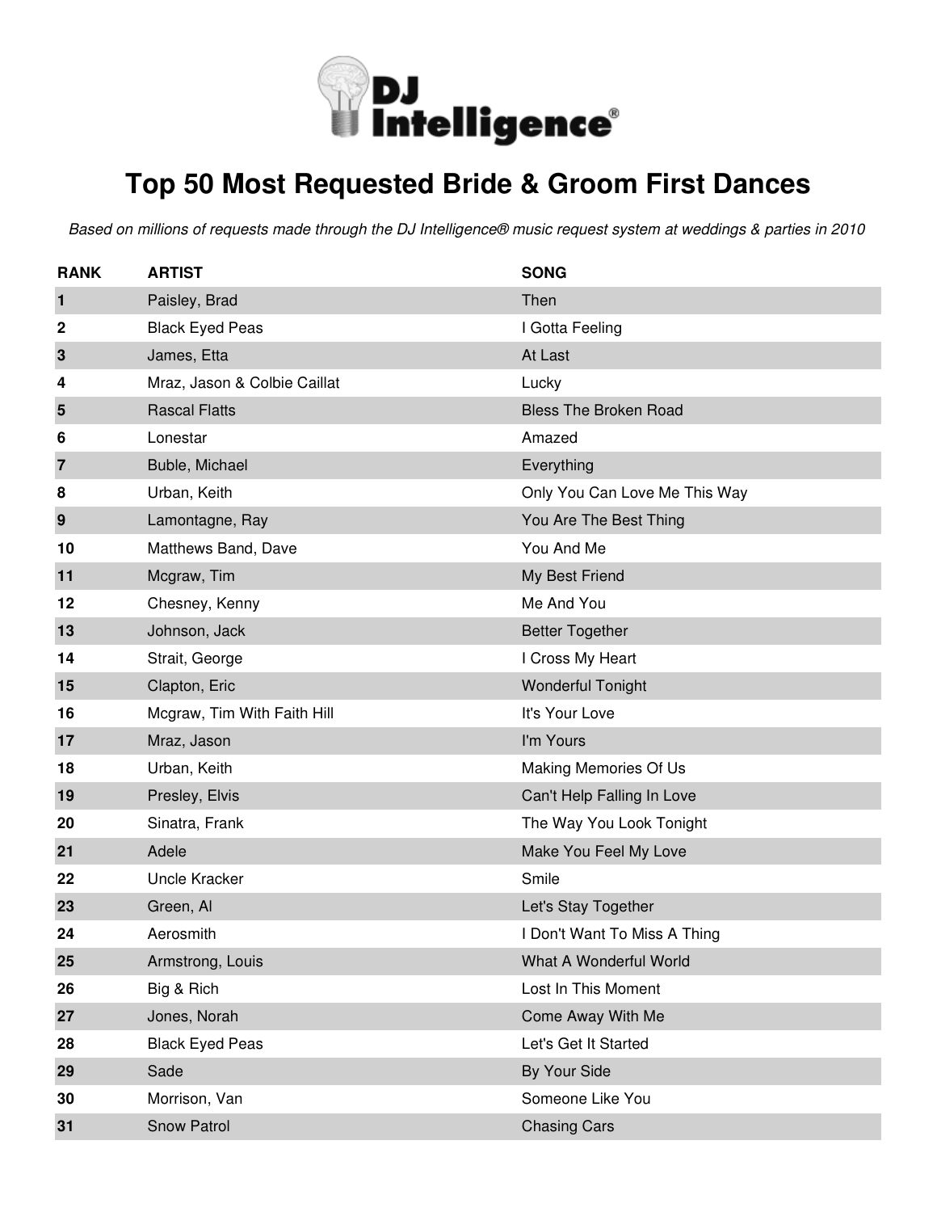DJ Intelligence®

# Top 50 Most Requested Bride & Groom First Dances

*Based on millions of requests made through the DJ Intelligence® music request system at weddings & parties in 2010*

| RANK | ARTIST | SONG |
|---|---|---|
| 1 | Paisley, Brad | Then |
| 2 | Black Eyed Peas | I Gotta Feeling |
| 3 | James, Etta | At Last |
| 4 | Mraz, Jason & Colbie Caillat | Lucky |
| 5 | Rascal Flatts | Bless The Broken Road |
| 6 | Lonestar | Amazed |
| 7 | Buble, Michael | Everything |
| 8 | Urban, Keith | Only You Can Love Me This Way |
| 9 | Lamontagne, Ray | You Are The Best Thing |
| 10 | Matthews Band, Dave | You And Me |
| 11 | Mcgraw, Tim | My Best Friend |
| 12 | Chesney, Kenny | Me And You |
| 13 | Johnson, Jack | Better Together |
| 14 | Strait, George | I Cross My Heart |
| 15 | Clapton, Eric | Wonderful Tonight |
| 16 | Mcgraw, Tim With Faith Hill | It's Your Love |
| 17 | Mraz, Jason | I'm Yours |
| 18 | Urban, Keith | Making Memories Of Us |
| 19 | Presley, Elvis | Can't Help Falling In Love |
| 20 | Sinatra, Frank | The Way You Look Tonight |
| 21 | Adele | Make You Feel My Love |
| 22 | Uncle Kracker | Smile |
| 23 | Green, Al | Let's Stay Together |
| 24 | Aerosmith | I Don't Want To Miss A Thing |
| 25 | Armstrong, Louis | What A Wonderful World |
| 26 | Big & Rich | Lost In This Moment |
| 27 | Jones, Norah | Come Away With Me |
| 28 | Black Eyed Peas | Let's Get It Started |
| 29 | Sade | By Your Side |
| 30 | Morrison, Van | Someone Like You |
| 31 | Snow Patrol | Chasing Cars |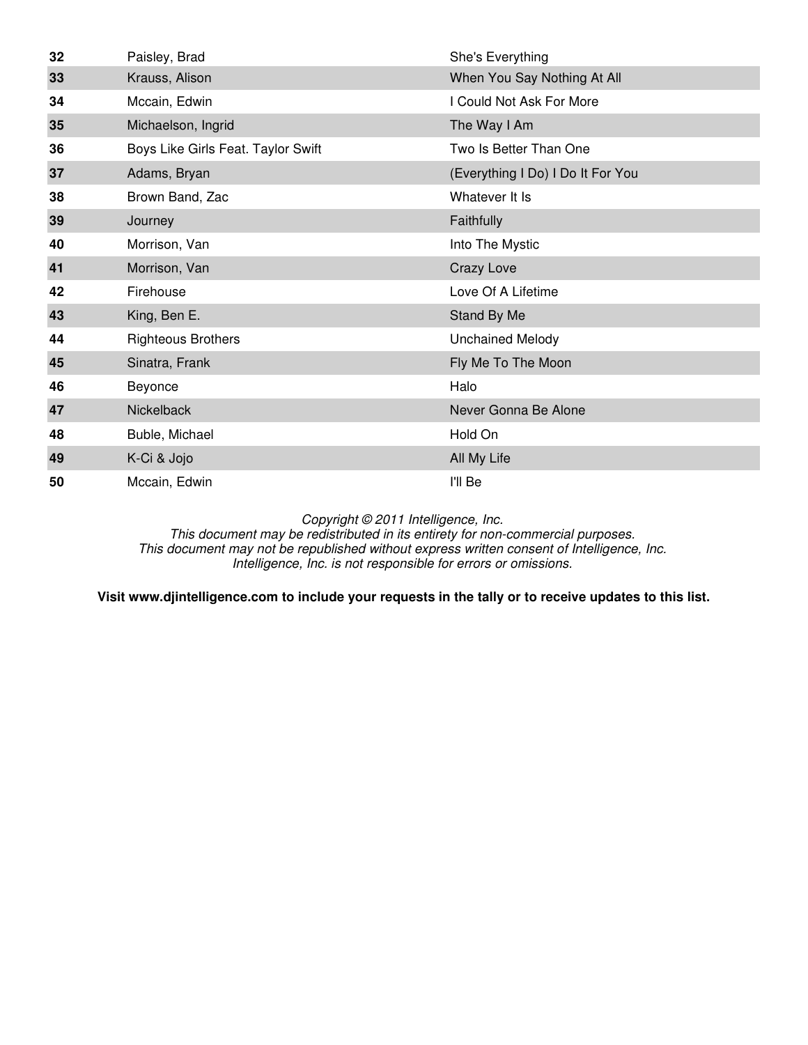| | | |
|---|---|---|
| **32** | Paisley, Brad | She's Everything |
| **33** | Krauss, Alison | When You Say Nothing At All |
| **34** | Mccain, Edwin | I Could Not Ask For More |
| **35** | Michaelson, Ingrid | The Way I Am |
| **36** | Boys Like Girls Feat. Taylor Swift | Two Is Better Than One |
| **37** | Adams, Bryan | (Everything I Do) I Do It For You |
| **38** | Brown Band, Zac | Whatever It Is |
| **39** | Journey | Faithfully |
| **40** | Morrison, Van | Into The Mystic |
| **41** | Morrison, Van | Crazy Love |
| **42** | Firehouse | Love Of A Lifetime |
| **43** | King, Ben E. | Stand By Me |
| **44** | Righteous Brothers | Unchained Melody |
| **45** | Sinatra, Frank | Fly Me To The Moon |
| **46** | Beyonce | Halo |
| **47** | Nickelback | Never Gonna Be Alone |
| **48** | Buble, Michael | Hold On |
| **49** | K-Ci & Jojo | All My Life |
| **50** | Mccain, Edwin | I'll Be |

*Copyright © 2011 Intelligence, Inc.*
*This document may be redistributed in its entirety for non-commercial purposes.*
*This document may not be republished without express written consent of Intelligence, Inc.*
*Intelligence, Inc. is not responsible for errors or omissions.*

**Visit www.djintelligence.com to include your requests in the tally or to receive updates to this list.**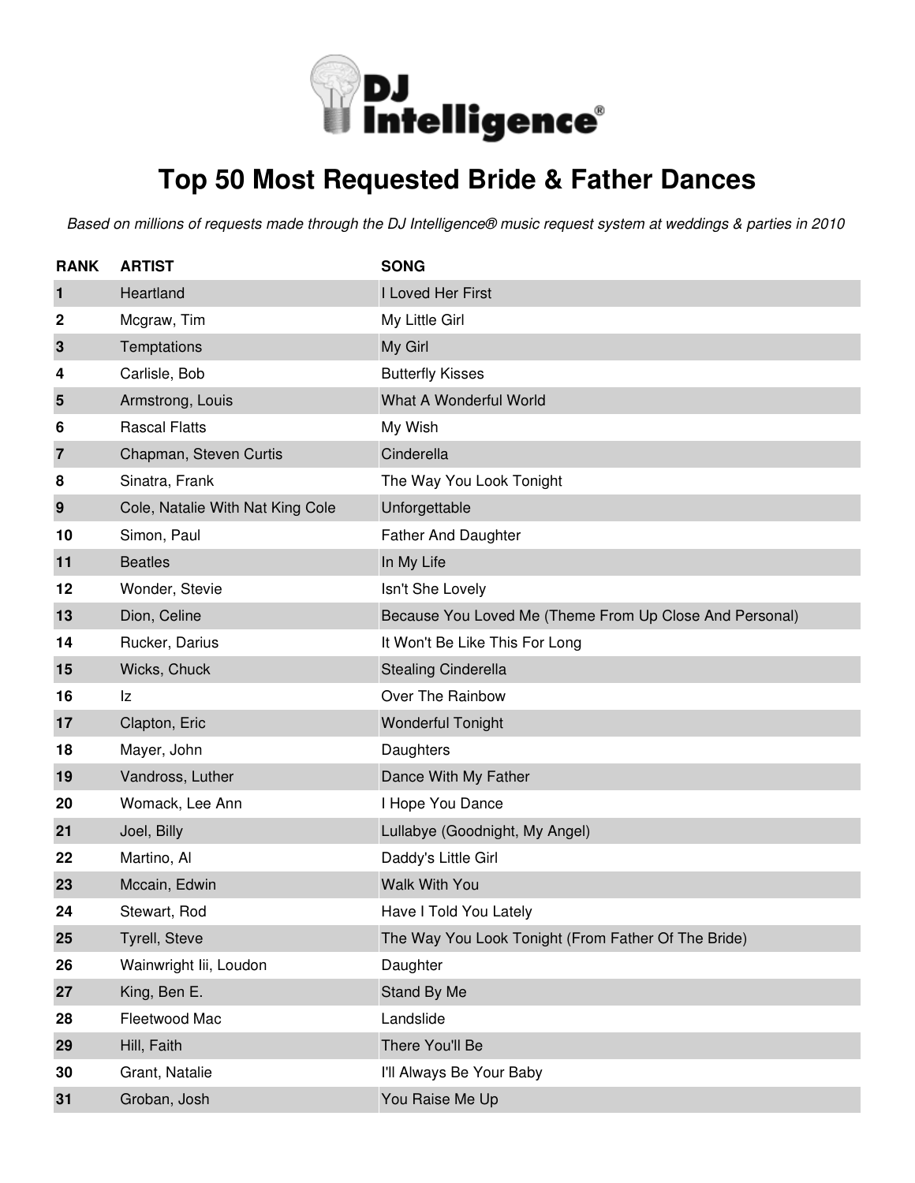# DJ Intelligence®

## Top 50 Most Requested Bride & Father Dances

*Based on millions of requests made through the DJ Intelligence® music request system at weddings & parties in 2010*

| RANK | ARTIST | SONG |
|---|---|---|
| 1 | Heartland | I Loved Her First |
| 2 | Mcgraw, Tim | My Little Girl |
| 3 | Temptations | My Girl |
| 4 | Carlisle, Bob | Butterfly Kisses |
| 5 | Armstrong, Louis | What A Wonderful World |
| 6 | Rascal Flatts | My Wish |
| 7 | Chapman, Steven Curtis | Cinderella |
| 8 | Sinatra, Frank | The Way You Look Tonight |
| 9 | Cole, Natalie With Nat King Cole | Unforgettable |
| 10 | Simon, Paul | Father And Daughter |
| 11 | Beatles | In My Life |
| 12 | Wonder, Stevie | Isn't She Lovely |
| 13 | Dion, Celine | Because You Loved Me (Theme From Up Close And Personal) |
| 14 | Rucker, Darius | It Won't Be Like This For Long |
| 15 | Wicks, Chuck | Stealing Cinderella |
| 16 | Iz | Over The Rainbow |
| 17 | Clapton, Eric | Wonderful Tonight |
| 18 | Mayer, John | Daughters |
| 19 | Vandross, Luther | Dance With My Father |
| 20 | Womack, Lee Ann | I Hope You Dance |
| 21 | Joel, Billy | Lullabye (Goodnight, My Angel) |
| 22 | Martino, Al | Daddy's Little Girl |
| 23 | Mccain, Edwin | Walk With You |
| 24 | Stewart, Rod | Have I Told You Lately |
| 25 | Tyrell, Steve | The Way You Look Tonight (From Father Of The Bride) |
| 26 | Wainwright Iii, Loudon | Daughter |
| 27 | King, Ben E. | Stand By Me |
| 28 | Fleetwood Mac | Landslide |
| 29 | Hill, Faith | There You'll Be |
| 30 | Grant, Natalie | I'll Always Be Your Baby |
| 31 | Groban, Josh | You Raise Me Up |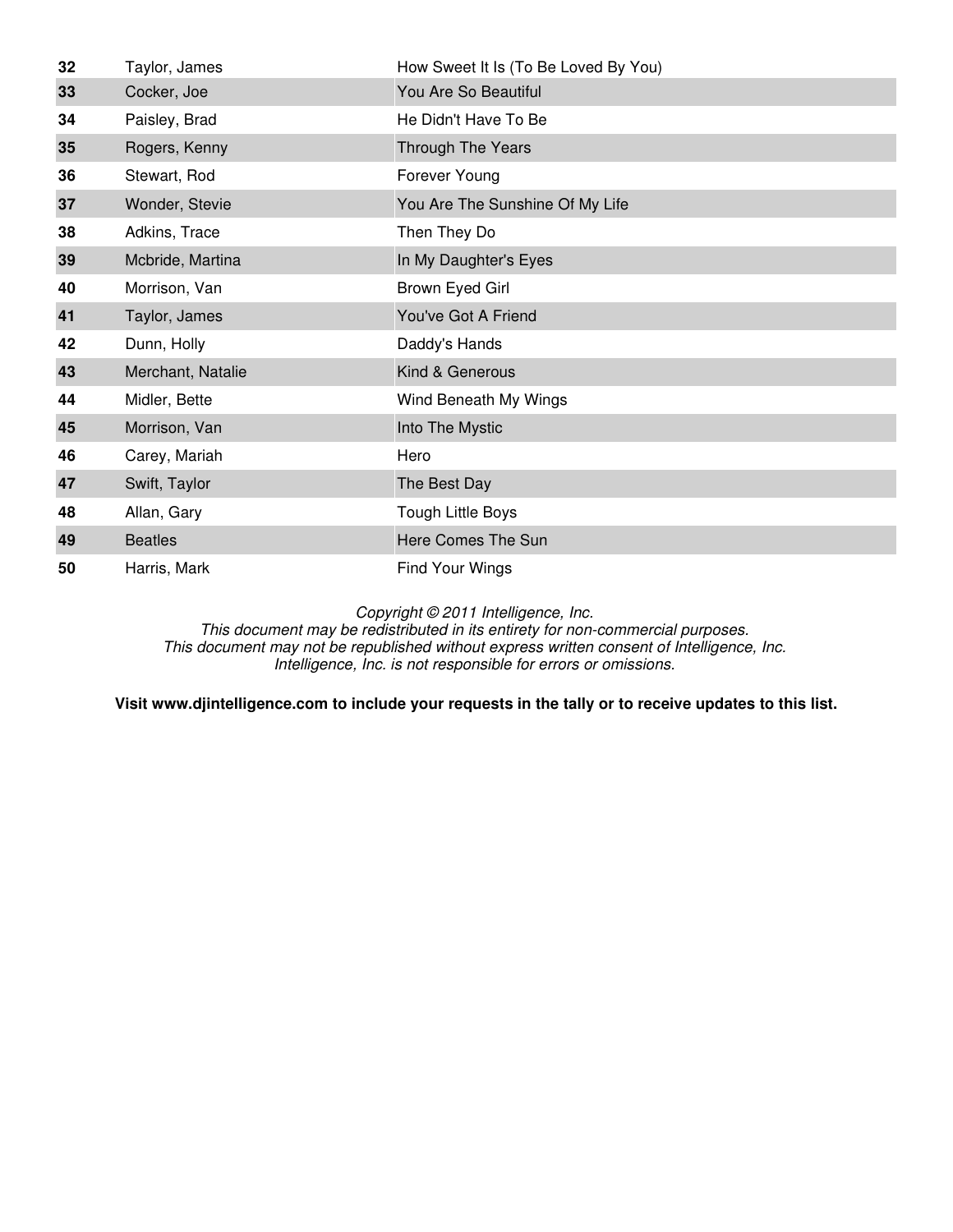| | | |
|---|---|---|
| **32** | Taylor, James | How Sweet It Is (To Be Loved By You) |
| **33** | Cocker, Joe | You Are So Beautiful |
| **34** | Paisley, Brad | He Didn't Have To Be |
| **35** | Rogers, Kenny | Through The Years |
| **36** | Stewart, Rod | Forever Young |
| **37** | Wonder, Stevie | You Are The Sunshine Of My Life |
| **38** | Adkins, Trace | Then They Do |
| **39** | Mcbride, Martina | In My Daughter's Eyes |
| **40** | Morrison, Van | Brown Eyed Girl |
| **41** | Taylor, James | You've Got A Friend |
| **42** | Dunn, Holly | Daddy's Hands |
| **43** | Merchant, Natalie | Kind & Generous |
| **44** | Midler, Bette | Wind Beneath My Wings |
| **45** | Morrison, Van | Into The Mystic |
| **46** | Carey, Mariah | Hero |
| **47** | Swift, Taylor | The Best Day |
| **48** | Allan, Gary | Tough Little Boys |
| **49** | Beatles | Here Comes The Sun |
| **50** | Harris, Mark | Find Your Wings |

*Copyright © 2011 Intelligence, Inc.*
*This document may be redistributed in its entirety for non-commercial purposes.*
*This document may not be republished without express written consent of Intelligence, Inc.*
*Intelligence, Inc. is not responsible for errors or omissions.*

**Visit www.djintelligence.com to include your requests in the tally or to receive updates to this list.**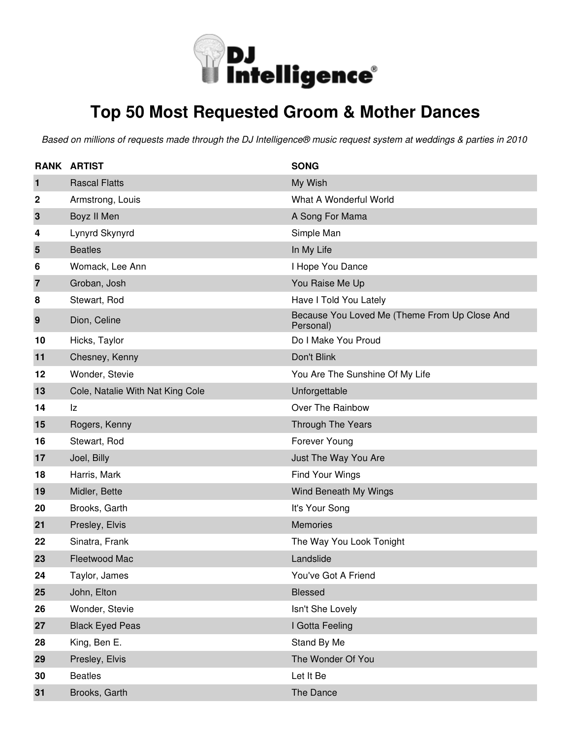DJ Intelligence®

# Top 50 Most Requested Groom & Mother Dances

*Based on millions of requests made through the DJ Intelligence® music request system at weddings & parties in 2010*

| RANK | ARTIST | SONG |
|---|---|---|
| 1 | Rascal Flatts | My Wish |
| 2 | Armstrong, Louis | What A Wonderful World |
| 3 | Boyz II Men | A Song For Mama |
| 4 | Lynyrd Skynyrd | Simple Man |
| 5 | Beatles | In My Life |
| 6 | Womack, Lee Ann | I Hope You Dance |
| 7 | Groban, Josh | You Raise Me Up |
| 8 | Stewart, Rod | Have I Told You Lately |
| 9 | Dion, Celine | Because You Loved Me (Theme From Up Close And Personal) |
| 10 | Hicks, Taylor | Do I Make You Proud |
| 11 | Chesney, Kenny | Don't Blink |
| 12 | Wonder, Stevie | You Are The Sunshine Of My Life |
| 13 | Cole, Natalie With Nat King Cole | Unforgettable |
| 14 | Iz | Over The Rainbow |
| 15 | Rogers, Kenny | Through The Years |
| 16 | Stewart, Rod | Forever Young |
| 17 | Joel, Billy | Just The Way You Are |
| 18 | Harris, Mark | Find Your Wings |
| 19 | Midler, Bette | Wind Beneath My Wings |
| 20 | Brooks, Garth | It's Your Song |
| 21 | Presley, Elvis | Memories |
| 22 | Sinatra, Frank | The Way You Look Tonight |
| 23 | Fleetwood Mac | Landslide |
| 24 | Taylor, James | You've Got A Friend |
| 25 | John, Elton | Blessed |
| 26 | Wonder, Stevie | Isn't She Lovely |
| 27 | Black Eyed Peas | I Gotta Feeling |
| 28 | King, Ben E. | Stand By Me |
| 29 | Presley, Elvis | The Wonder Of You |
| 30 | Beatles | Let It Be |
| 31 | Brooks, Garth | The Dance |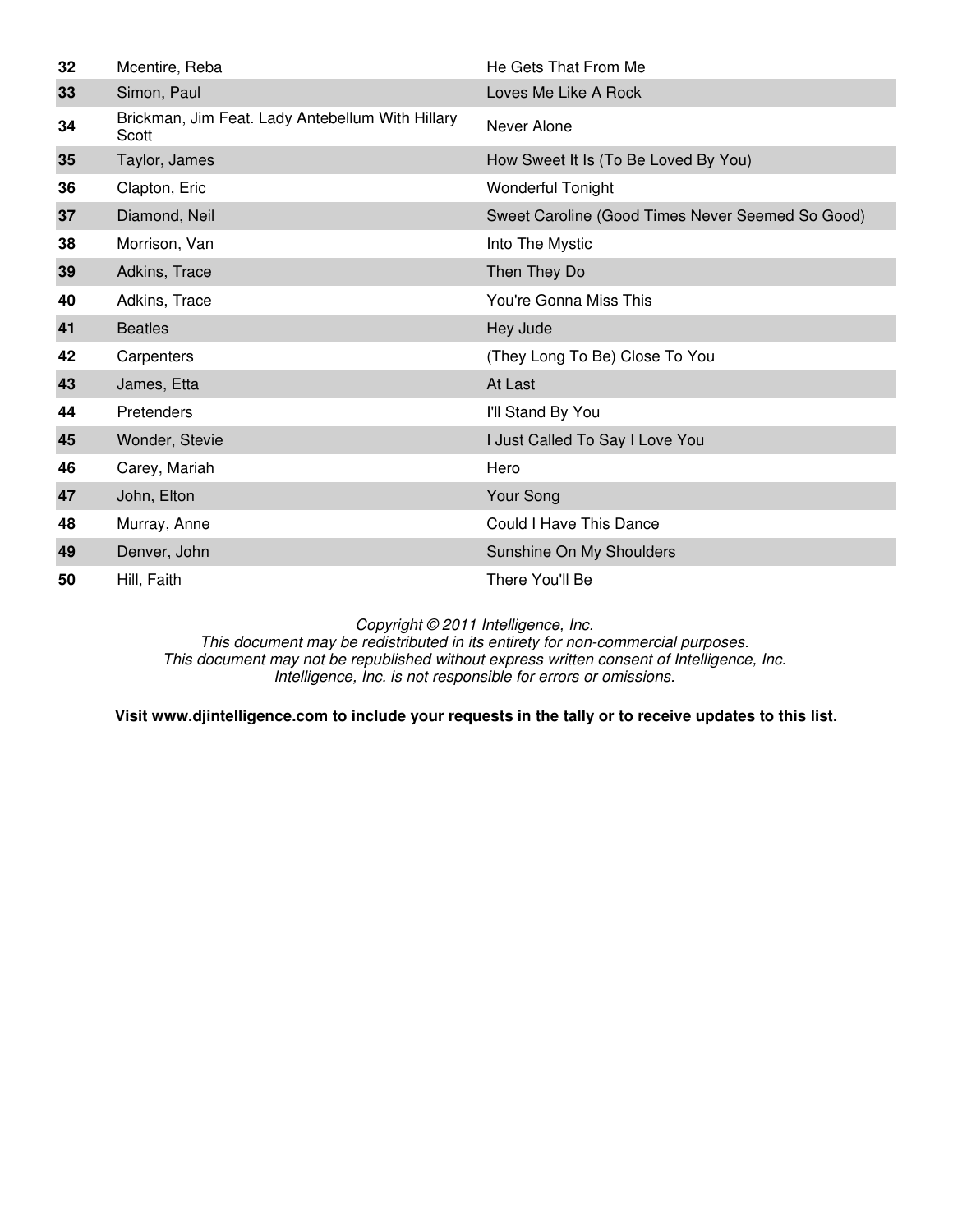| | | |
|---|---|---|
| **32** | Mcentire, Reba | He Gets That From Me |
| **33** | Simon, Paul | Loves Me Like A Rock |
| **34** | Brickman, Jim Feat. Lady Antebellum With Hillary Scott | Never Alone |
| **35** | Taylor, James | How Sweet It Is (To Be Loved By You) |
| **36** | Clapton, Eric | Wonderful Tonight |
| **37** | Diamond, Neil | Sweet Caroline (Good Times Never Seemed So Good) |
| **38** | Morrison, Van | Into The Mystic |
| **39** | Adkins, Trace | Then They Do |
| **40** | Adkins, Trace | You're Gonna Miss This |
| **41** | Beatles | Hey Jude |
| **42** | Carpenters | (They Long To Be) Close To You |
| **43** | James, Etta | At Last |
| **44** | Pretenders | I'll Stand By You |
| **45** | Wonder, Stevie | I Just Called To Say I Love You |
| **46** | Carey, Mariah | Hero |
| **47** | John, Elton | Your Song |
| **48** | Murray, Anne | Could I Have This Dance |
| **49** | Denver, John | Sunshine On My Shoulders |
| **50** | Hill, Faith | There You'll Be |

*Copyright © 2011 Intelligence, Inc.*
*This document may be redistributed in its entirety for non-commercial purposes.*
*This document may not be republished without express written consent of Intelligence, Inc.*
*Intelligence, Inc. is not responsible for errors or omissions.*

**Visit www.djintelligence.com to include your requests in the tally or to receive updates to this list.**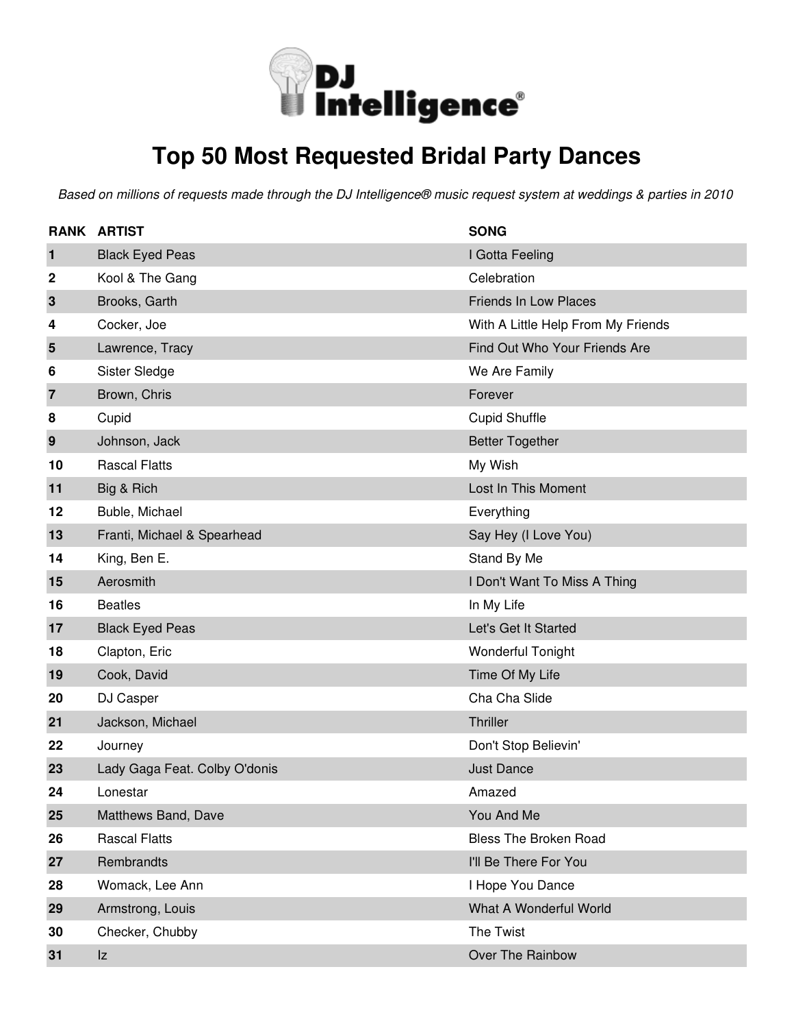DJ Intelligence®

# Top 50 Most Requested Bridal Party Dances

*Based on millions of requests made through the DJ Intelligence® music request system at weddings & parties in 2010*

| RANK | ARTIST | SONG |
|---|---|---|
| 1 | Black Eyed Peas | I Gotta Feeling |
| 2 | Kool & The Gang | Celebration |
| 3 | Brooks, Garth | Friends In Low Places |
| 4 | Cocker, Joe | With A Little Help From My Friends |
| 5 | Lawrence, Tracy | Find Out Who Your Friends Are |
| 6 | Sister Sledge | We Are Family |
| 7 | Brown, Chris | Forever |
| 8 | Cupid | Cupid Shuffle |
| 9 | Johnson, Jack | Better Together |
| 10 | Rascal Flatts | My Wish |
| 11 | Big & Rich | Lost In This Moment |
| 12 | Buble, Michael | Everything |
| 13 | Franti, Michael & Spearhead | Say Hey (I Love You) |
| 14 | King, Ben E. | Stand By Me |
| 15 | Aerosmith | I Don't Want To Miss A Thing |
| 16 | Beatles | In My Life |
| 17 | Black Eyed Peas | Let's Get It Started |
| 18 | Clapton, Eric | Wonderful Tonight |
| 19 | Cook, David | Time Of My Life |
| 20 | DJ Casper | Cha Cha Slide |
| 21 | Jackson, Michael | Thriller |
| 22 | Journey | Don't Stop Believin' |
| 23 | Lady Gaga Feat. Colby O'donis | Just Dance |
| 24 | Lonestar | Amazed |
| 25 | Matthews Band, Dave | You And Me |
| 26 | Rascal Flatts | Bless The Broken Road |
| 27 | Rembrandts | I'll Be There For You |
| 28 | Womack, Lee Ann | I Hope You Dance |
| 29 | Armstrong, Louis | What A Wonderful World |
| 30 | Checker, Chubby | The Twist |
| 31 | Iz | Over The Rainbow |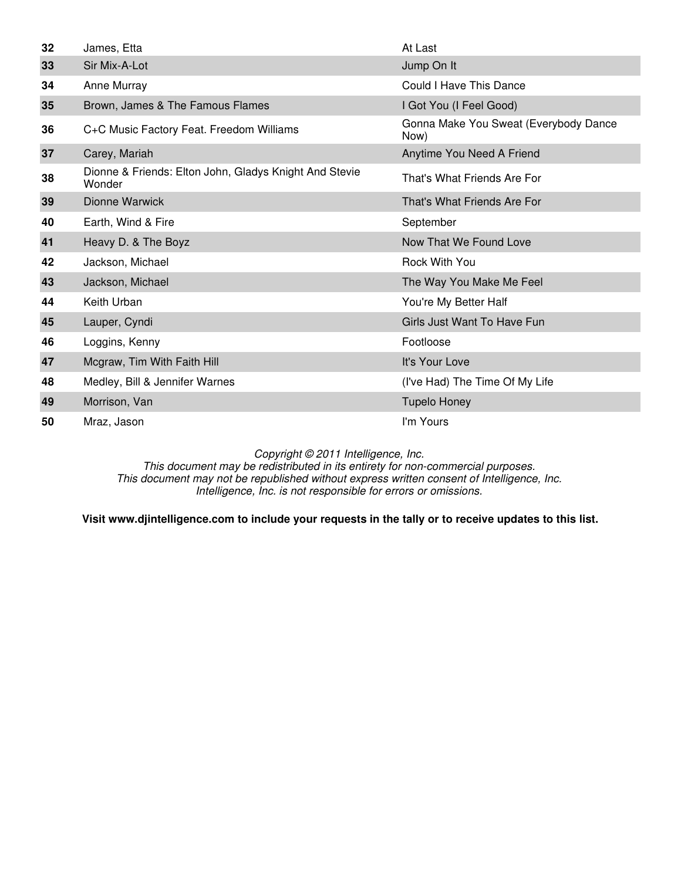| | | |
|---|---|---|
| 32 | James, Etta | At Last |
| 33 | Sir Mix-A-Lot | Jump On It |
| 34 | Anne Murray | Could I Have This Dance |
| 35 | Brown, James & The Famous Flames | I Got You (I Feel Good) |
| 36 | C+C Music Factory Feat. Freedom Williams | Gonna Make You Sweat (Everybody Dance Now) |
| 37 | Carey, Mariah | Anytime You Need A Friend |
| 38 | Dionne & Friends: Elton John, Gladys Knight And Stevie Wonder | That's What Friends Are For |
| 39 | Dionne Warwick | That's What Friends Are For |
| 40 | Earth, Wind & Fire | September |
| 41 | Heavy D. & The Boyz | Now That We Found Love |
| 42 | Jackson, Michael | Rock With You |
| 43 | Jackson, Michael | The Way You Make Me Feel |
| 44 | Keith Urban | You're My Better Half |
| 45 | Lauper, Cyndi | Girls Just Want To Have Fun |
| 46 | Loggins, Kenny | Footloose |
| 47 | Mcgraw, Tim With Faith Hill | It's Your Love |
| 48 | Medley, Bill & Jennifer Warnes | (I've Had) The Time Of My Life |
| 49 | Morrison, Van | Tupelo Honey |
| 50 | Mraz, Jason | I'm Yours |

*Copyright © 2011 Intelligence, Inc.*
*This document may be redistributed in its entirety for non-commercial purposes.*
*This document may not be republished without express written consent of Intelligence, Inc.*
*Intelligence, Inc. is not responsible for errors or omissions.*

**Visit www.djintelligence.com to include your requests in the tally or to receive updates to this list.**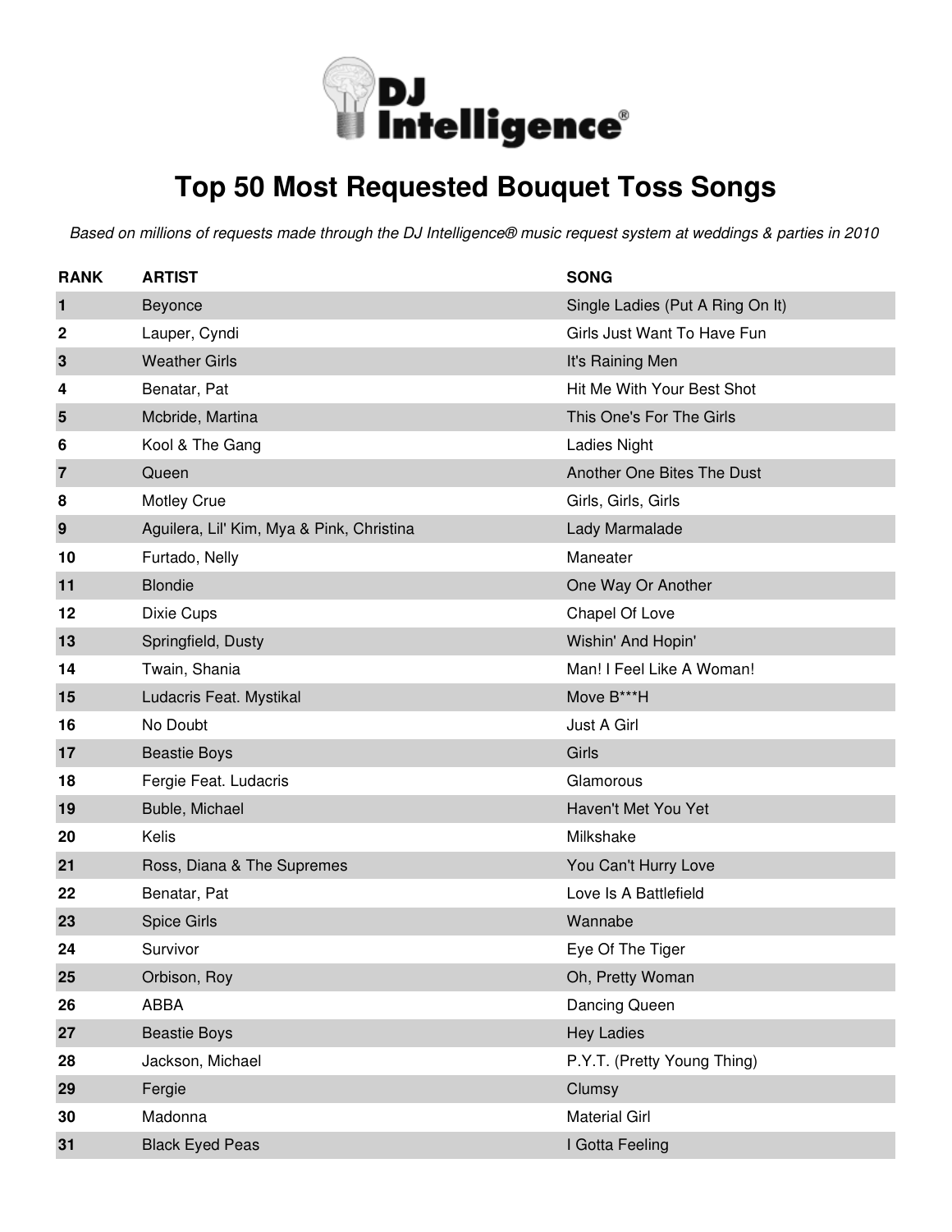# Top 50 Most Requested Bouquet Toss Songs

*Based on millions of requests made through the DJ Intelligence® music request system at weddings & parties in 2010*

| RANK | ARTIST | SONG |
|---|---|---|
| 1 | Beyonce | Single Ladies (Put A Ring On It) |
| 2 | Lauper, Cyndi | Girls Just Want To Have Fun |
| 3 | Weather Girls | It's Raining Men |
| 4 | Benatar, Pat | Hit Me With Your Best Shot |
| 5 | Mcbride, Martina | This One's For The Girls |
| 6 | Kool & The Gang | Ladies Night |
| 7 | Queen | Another One Bites The Dust |
| 8 | Motley Crue | Girls, Girls, Girls |
| 9 | Aguilera, Lil' Kim, Mya & Pink, Christina | Lady Marmalade |
| 10 | Furtado, Nelly | Maneater |
| 11 | Blondie | One Way Or Another |
| 12 | Dixie Cups | Chapel Of Love |
| 13 | Springfield, Dusty | Wishin' And Hopin' |
| 14 | Twain, Shania | Man! I Feel Like A Woman! |
| 15 | Ludacris Feat. Mystikal | Move B***H |
| 16 | No Doubt | Just A Girl |
| 17 | Beastie Boys | Girls |
| 18 | Fergie Feat. Ludacris | Glamorous |
| 19 | Buble, Michael | Haven't Met You Yet |
| 20 | Kelis | Milkshake |
| 21 | Ross, Diana & The Supremes | You Can't Hurry Love |
| 22 | Benatar, Pat | Love Is A Battlefield |
| 23 | Spice Girls | Wannabe |
| 24 | Survivor | Eye Of The Tiger |
| 25 | Orbison, Roy | Oh, Pretty Woman |
| 26 | ABBA | Dancing Queen |
| 27 | Beastie Boys | Hey Ladies |
| 28 | Jackson, Michael | P.Y.T. (Pretty Young Thing) |
| 29 | Fergie | Clumsy |
| 30 | Madonna | Material Girl |
| 31 | Black Eyed Peas | I Gotta Feeling |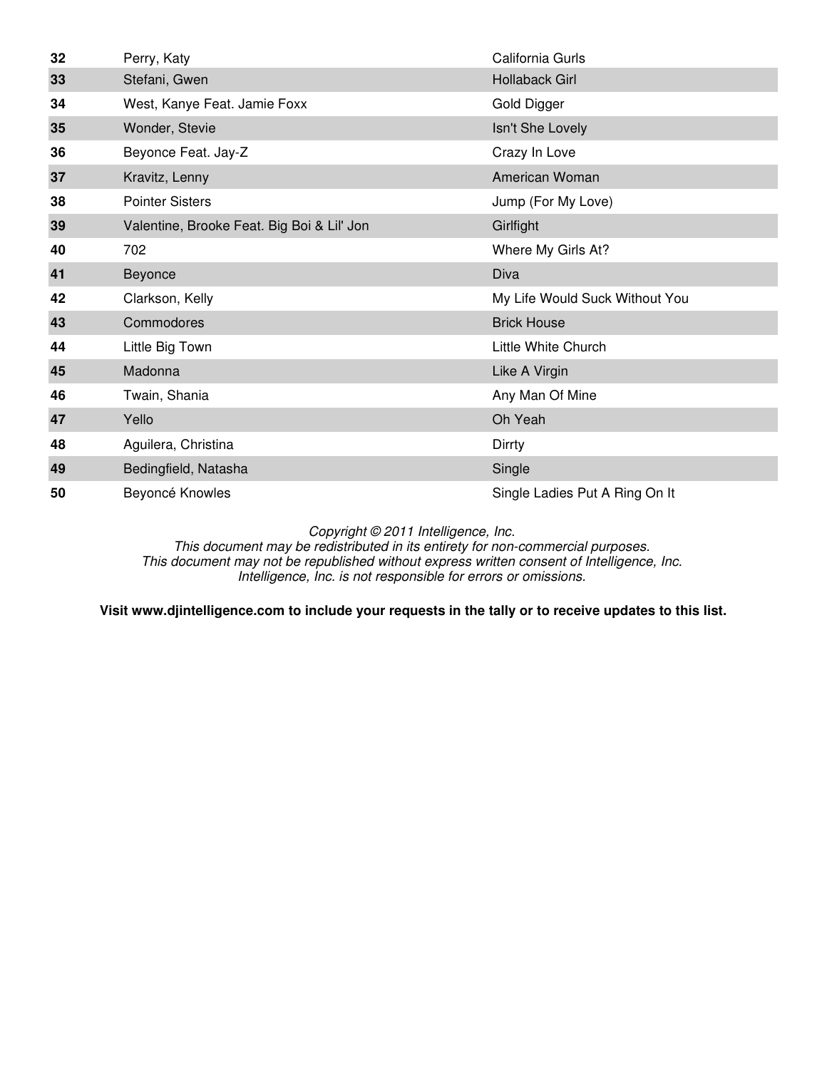| | | |
|---|---|---|
| **32** | Perry, Katy | California Gurls |
| **33** | Stefani, Gwen | Hollaback Girl |
| **34** | West, Kanye Feat. Jamie Foxx | Gold Digger |
| **35** | Wonder, Stevie | Isn't She Lovely |
| **36** | Beyonce Feat. Jay-Z | Crazy In Love |
| **37** | Kravitz, Lenny | American Woman |
| **38** | Pointer Sisters | Jump (For My Love) |
| **39** | Valentine, Brooke Feat. Big Boi & Lil' Jon | Girlfight |
| **40** | 702 | Where My Girls At? |
| **41** | Beyonce | Diva |
| **42** | Clarkson, Kelly | My Life Would Suck Without You |
| **43** | Commodores | Brick House |
| **44** | Little Big Town | Little White Church |
| **45** | Madonna | Like A Virgin |
| **46** | Twain, Shania | Any Man Of Mine |
| **47** | Yello | Oh Yeah |
| **48** | Aguilera, Christina | Dirrty |
| **49** | Bedingfield, Natasha | Single |
| **50** | Beyoncé Knowles | Single Ladies Put A Ring On It |

*Copyright © 2011 Intelligence, Inc.*
*This document may be redistributed in its entirety for non-commercial purposes.*
*This document may not be republished without express written consent of Intelligence, Inc.*
*Intelligence, Inc. is not responsible for errors or omissions.*

**Visit www.djintelligence.com to include your requests in the tally or to receive updates to this list.**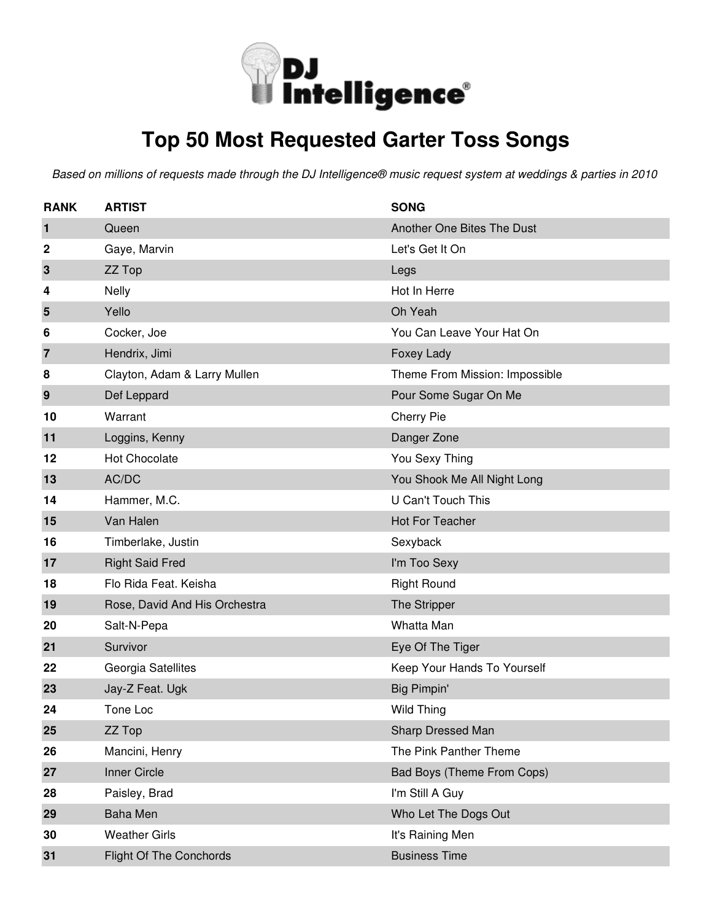DJ Intelligence®

# Top 50 Most Requested Garter Toss Songs

*Based on millions of requests made through the DJ Intelligence® music request system at weddings & parties in 2010*

| RANK | ARTIST | SONG |
|---|---|---|
| 1 | Queen | Another One Bites The Dust |
| 2 | Gaye, Marvin | Let's Get It On |
| 3 | ZZ Top | Legs |
| 4 | Nelly | Hot In Herre |
| 5 | Yello | Oh Yeah |
| 6 | Cocker, Joe | You Can Leave Your Hat On |
| 7 | Hendrix, Jimi | Foxey Lady |
| 8 | Clayton, Adam & Larry Mullen | Theme From Mission: Impossible |
| 9 | Def Leppard | Pour Some Sugar On Me |
| 10 | Warrant | Cherry Pie |
| 11 | Loggins, Kenny | Danger Zone |
| 12 | Hot Chocolate | You Sexy Thing |
| 13 | AC/DC | You Shook Me All Night Long |
| 14 | Hammer, M.C. | U Can't Touch This |
| 15 | Van Halen | Hot For Teacher |
| 16 | Timberlake, Justin | Sexyback |
| 17 | Right Said Fred | I'm Too Sexy |
| 18 | Flo Rida Feat. Keisha | Right Round |
| 19 | Rose, David And His Orchestra | The Stripper |
| 20 | Salt-N-Pepa | Whatta Man |
| 21 | Survivor | Eye Of The Tiger |
| 22 | Georgia Satellites | Keep Your Hands To Yourself |
| 23 | Jay-Z Feat. Ugk | Big Pimpin' |
| 24 | Tone Loc | Wild Thing |
| 25 | ZZ Top | Sharp Dressed Man |
| 26 | Mancini, Henry | The Pink Panther Theme |
| 27 | Inner Circle | Bad Boys (Theme From Cops) |
| 28 | Paisley, Brad | I'm Still A Guy |
| 29 | Baha Men | Who Let The Dogs Out |
| 30 | Weather Girls | It's Raining Men |
| 31 | Flight Of The Conchords | Business Time |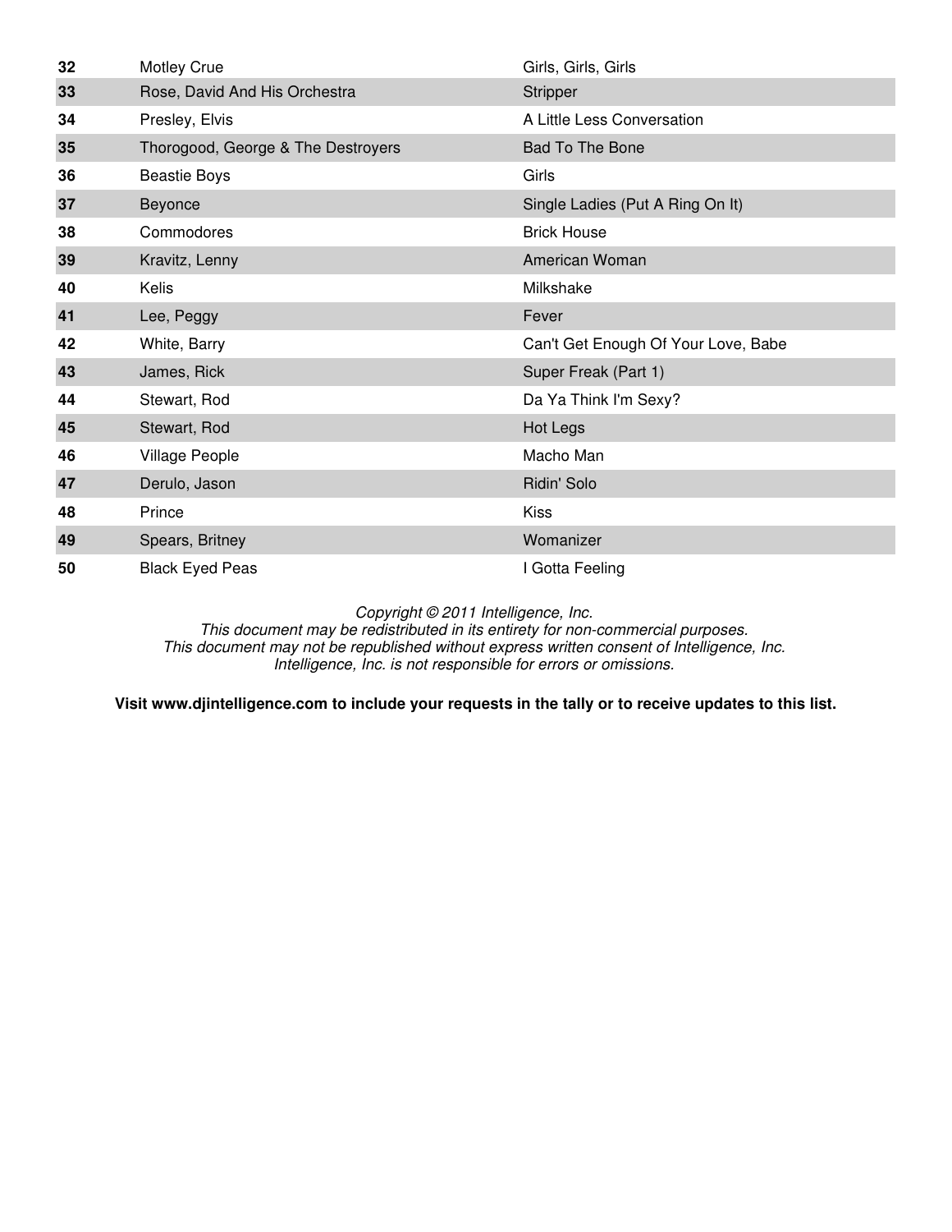| | | |
|---|---|---|
| **32** | Motley Crue | Girls, Girls, Girls |
| **33** | Rose, David And His Orchestra | Stripper |
| **34** | Presley, Elvis | A Little Less Conversation |
| **35** | Thorogood, George & The Destroyers | Bad To The Bone |
| **36** | Beastie Boys | Girls |
| **37** | Beyonce | Single Ladies (Put A Ring On It) |
| **38** | Commodores | Brick House |
| **39** | Kravitz, Lenny | American Woman |
| **40** | Kelis | Milkshake |
| **41** | Lee, Peggy | Fever |
| **42** | White, Barry | Can't Get Enough Of Your Love, Babe |
| **43** | James, Rick | Super Freak (Part 1) |
| **44** | Stewart, Rod | Da Ya Think I'm Sexy? |
| **45** | Stewart, Rod | Hot Legs |
| **46** | Village People | Macho Man |
| **47** | Derulo, Jason | Ridin' Solo |
| **48** | Prince | Kiss |
| **49** | Spears, Britney | Womanizer |
| **50** | Black Eyed Peas | I Gotta Feeling |

*Copyright © 2011 Intelligence, Inc.*
*This document may be redistributed in its entirety for non-commercial purposes.*
*This document may not be republished without express written consent of Intelligence, Inc.*
*Intelligence, Inc. is not responsible for errors or omissions.*

**Visit www.djintelligence.com to include your requests in the tally or to receive updates to this list.**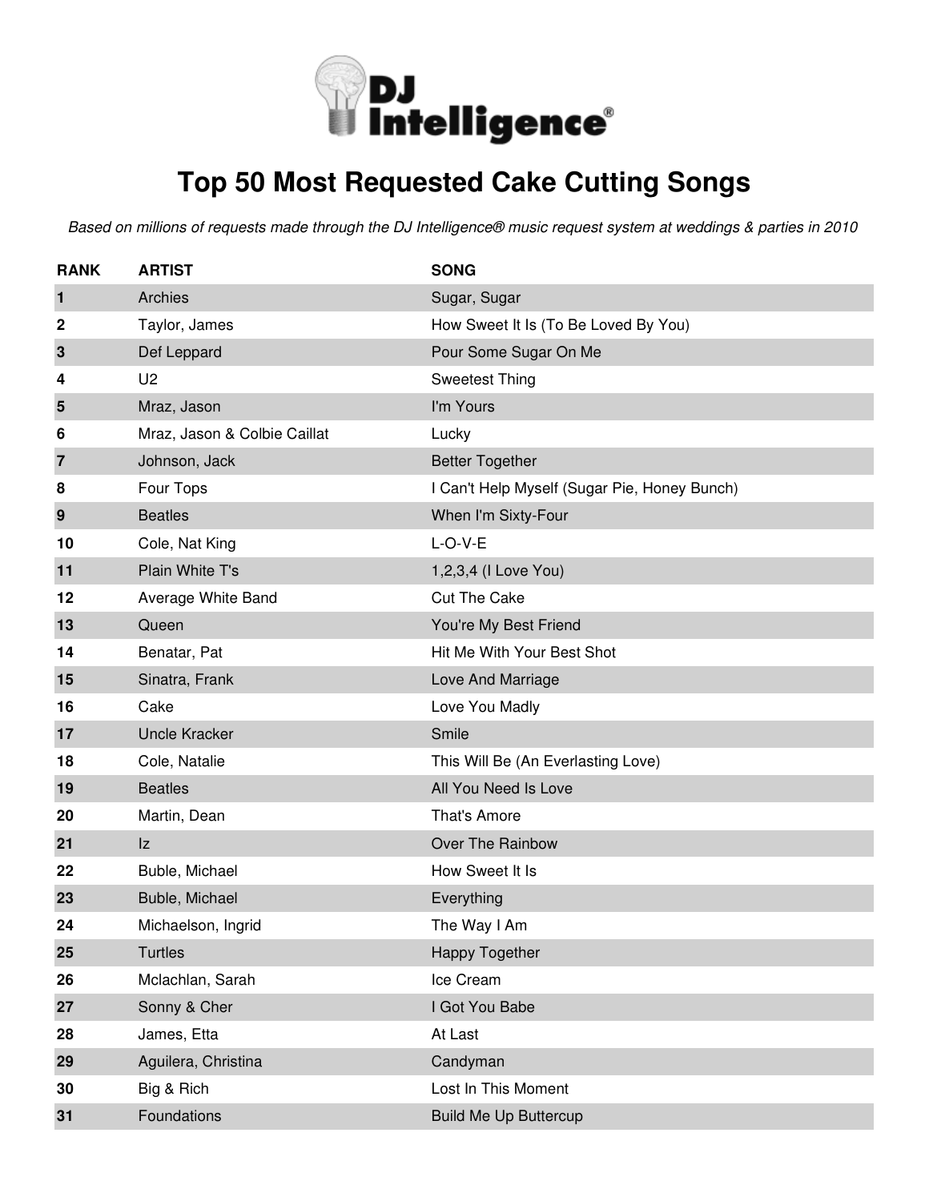# Top 50 Most Requested Cake Cutting Songs

*Based on millions of requests made through the DJ Intelligence® music request system at weddings & parties in 2010*

| RANK | ARTIST | SONG |
|---|---|---|
| 1 | Archies | Sugar, Sugar |
| 2 | Taylor, James | How Sweet It Is (To Be Loved By You) |
| 3 | Def Leppard | Pour Some Sugar On Me |
| 4 | U2 | Sweetest Thing |
| 5 | Mraz, Jason | I'm Yours |
| 6 | Mraz, Jason & Colbie Caillat | Lucky |
| 7 | Johnson, Jack | Better Together |
| 8 | Four Tops | I Can't Help Myself (Sugar Pie, Honey Bunch) |
| 9 | Beatles | When I'm Sixty-Four |
| 10 | Cole, Nat King | L-O-V-E |
| 11 | Plain White T's | 1,2,3,4 (I Love You) |
| 12 | Average White Band | Cut The Cake |
| 13 | Queen | You're My Best Friend |
| 14 | Benatar, Pat | Hit Me With Your Best Shot |
| 15 | Sinatra, Frank | Love And Marriage |
| 16 | Cake | Love You Madly |
| 17 | Uncle Kracker | Smile |
| 18 | Cole, Natalie | This Will Be (An Everlasting Love) |
| 19 | Beatles | All You Need Is Love |
| 20 | Martin, Dean | That's Amore |
| 21 | Iz | Over The Rainbow |
| 22 | Buble, Michael | How Sweet It Is |
| 23 | Buble, Michael | Everything |
| 24 | Michaelson, Ingrid | The Way I Am |
| 25 | Turtles | Happy Together |
| 26 | Mclachlan, Sarah | Ice Cream |
| 27 | Sonny & Cher | I Got You Babe |
| 28 | James, Etta | At Last |
| 29 | Aguilera, Christina | Candyman |
| 30 | Big & Rich | Lost In This Moment |
| 31 | Foundations | Build Me Up Buttercup |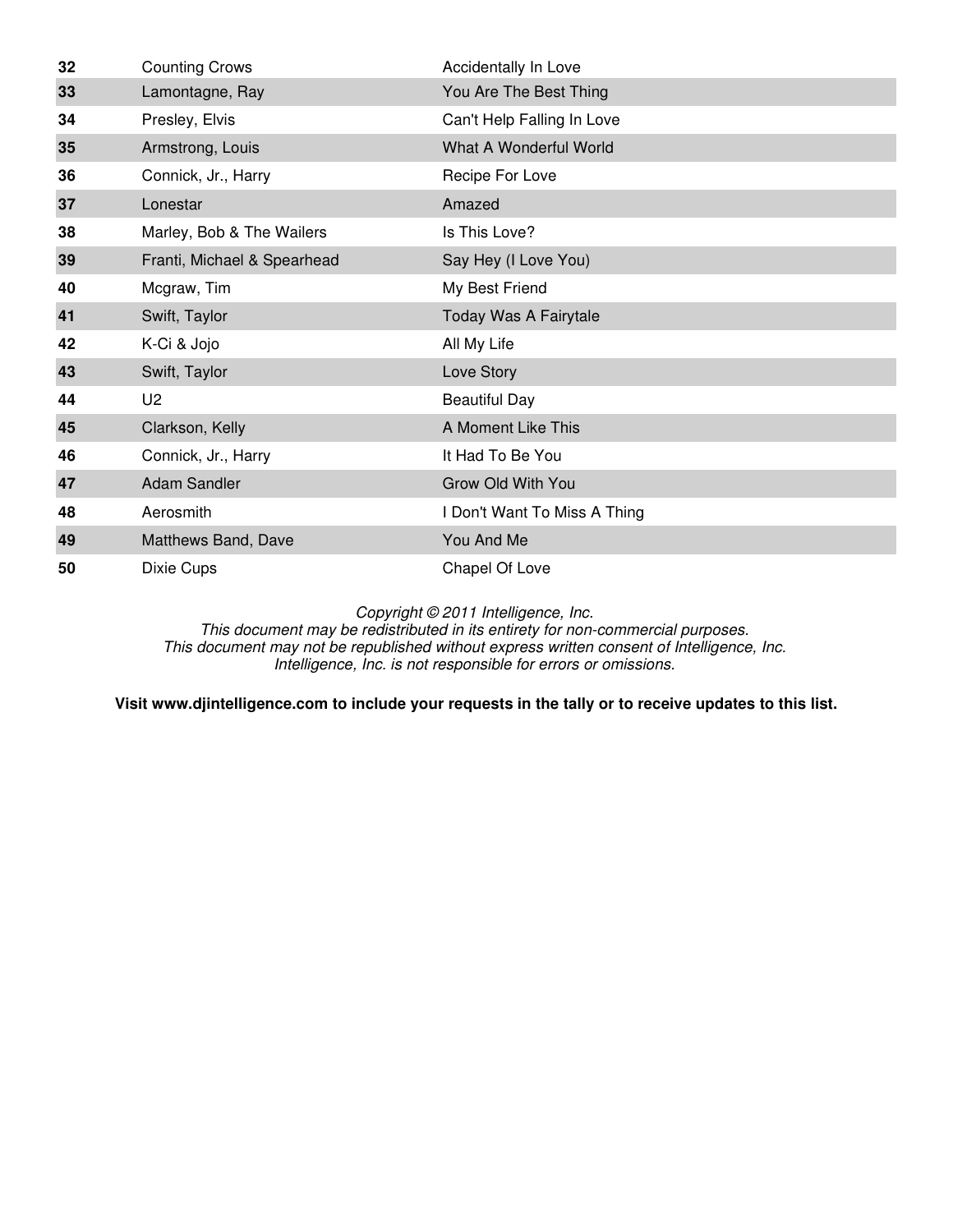| | | |
|---|---|---|
| **32** | Counting Crows | Accidentally In Love |
| **33** | Lamontagne, Ray | You Are The Best Thing |
| **34** | Presley, Elvis | Can't Help Falling In Love |
| **35** | Armstrong, Louis | What A Wonderful World |
| **36** | Connick, Jr., Harry | Recipe For Love |
| **37** | Lonestar | Amazed |
| **38** | Marley, Bob & The Wailers | Is This Love? |
| **39** | Franti, Michael & Spearhead | Say Hey (I Love You) |
| **40** | Mcgraw, Tim | My Best Friend |
| **41** | Swift, Taylor | Today Was A Fairytale |
| **42** | K-Ci & Jojo | All My Life |
| **43** | Swift, Taylor | Love Story |
| **44** | U2 | Beautiful Day |
| **45** | Clarkson, Kelly | A Moment Like This |
| **46** | Connick, Jr., Harry | It Had To Be You |
| **47** | Adam Sandler | Grow Old With You |
| **48** | Aerosmith | I Don't Want To Miss A Thing |
| **49** | Matthews Band, Dave | You And Me |
| **50** | Dixie Cups | Chapel Of Love |

*Copyright © 2011 Intelligence, Inc.*
*This document may be redistributed in its entirety for non-commercial purposes.*
*This document may not be republished without express written consent of Intelligence, Inc.*
*Intelligence, Inc. is not responsible for errors or omissions.*

**Visit www.djintelligence.com to include your requests in the tally or to receive updates to this list.**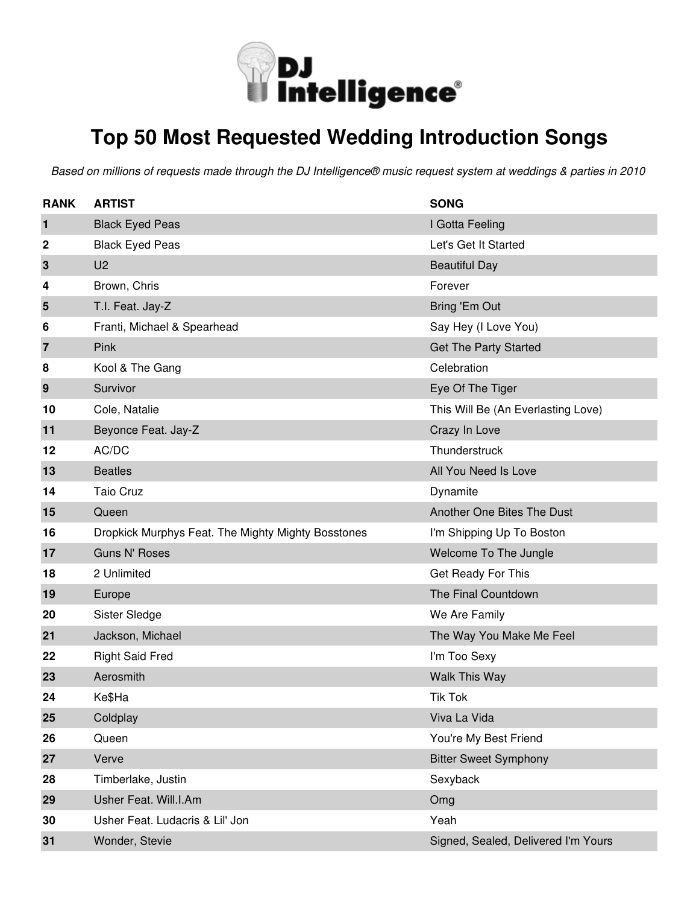DJ Intelligence®

# Top 50 Most Requested Wedding Introduction Songs

*Based on millions of requests made through the DJ Intelligence® music request system at weddings & parties in 2010*

| RANK | ARTIST | SONG |
| --- | --- | --- |
| 1 | Black Eyed Peas | I Gotta Feeling |
| 2 | Black Eyed Peas | Let's Get It Started |
| 3 | U2 | Beautiful Day |
| 4 | Brown, Chris | Forever |
| 5 | T.I. Feat. Jay-Z | Bring 'Em Out |
| 6 | Franti, Michael & Spearhead | Say Hey (I Love You) |
| 7 | Pink | Get The Party Started |
| 8 | Kool & The Gang | Celebration |
| 9 | Survivor | Eye Of The Tiger |
| 10 | Cole, Natalie | This Will Be (An Everlasting Love) |
| 11 | Beyonce Feat. Jay-Z | Crazy In Love |
| 12 | AC/DC | Thunderstruck |
| 13 | Beatles | All You Need Is Love |
| 14 | Taio Cruz | Dynamite |
| 15 | Queen | Another One Bites The Dust |
| 16 | Dropkick Murphys Feat. The Mighty Mighty Bosstones | I'm Shipping Up To Boston |
| 17 | Guns N' Roses | Welcome To The Jungle |
| 18 | 2 Unlimited | Get Ready For This |
| 19 | Europe | The Final Countdown |
| 20 | Sister Sledge | We Are Family |
| 21 | Jackson, Michael | The Way You Make Me Feel |
| 22 | Right Said Fred | I'm Too Sexy |
| 23 | Aerosmith | Walk This Way |
| 24 | Ke$Ha | Tik Tok |
| 25 | Coldplay | Viva La Vida |
| 26 | Queen | You're My Best Friend |
| 27 | Verve | Bitter Sweet Symphony |
| 28 | Timberlake, Justin | Sexyback |
| 29 | Usher Feat. Will.I.Am | Omg |
| 30 | Usher Feat. Ludacris & Lil' Jon | Yeah |
| 31 | Wonder, Stevie | Signed, Sealed, Delivered I'm Yours |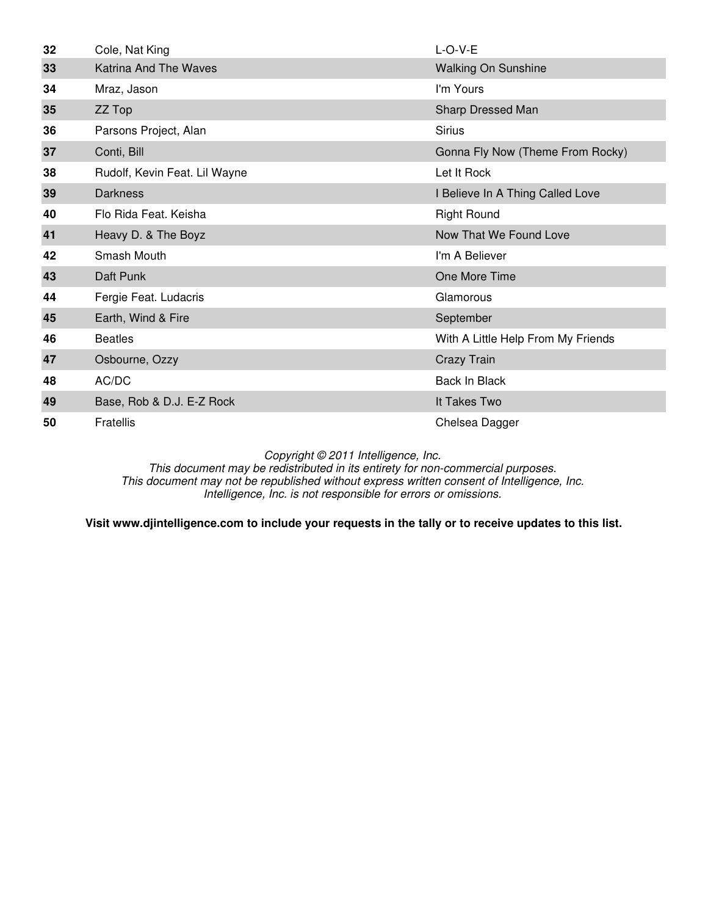| | | |
|---|---|---|
| **32** | Cole, Nat King | L-O-V-E |
| **33** | Katrina And The Waves | Walking On Sunshine |
| **34** | Mraz, Jason | I'm Yours |
| **35** | ZZ Top | Sharp Dressed Man |
| **36** | Parsons Project, Alan | Sirius |
| **37** | Conti, Bill | Gonna Fly Now (Theme From Rocky) |
| **38** | Rudolf, Kevin Feat. Lil Wayne | Let It Rock |
| **39** | Darkness | I Believe In A Thing Called Love |
| **40** | Flo Rida Feat. Keisha | Right Round |
| **41** | Heavy D. & The Boyz | Now That We Found Love |
| **42** | Smash Mouth | I'm A Believer |
| **43** | Daft Punk | One More Time |
| **44** | Fergie Feat. Ludacris | Glamorous |
| **45** | Earth, Wind & Fire | September |
| **46** | Beatles | With A Little Help From My Friends |
| **47** | Osbourne, Ozzy | Crazy Train |
| **48** | AC/DC | Back In Black |
| **49** | Base, Rob & D.J. E-Z Rock | It Takes Two |
| **50** | Fratellis | Chelsea Dagger |

*Copyright © 2011 Intelligence, Inc.*
*This document may be redistributed in its entirety for non-commercial purposes.*
*This document may not be republished without express written consent of Intelligence, Inc.*
*Intelligence, Inc. is not responsible for errors or omissions.*

**Visit www.djintelligence.com to include your requests in the tally or to receive updates to this list.**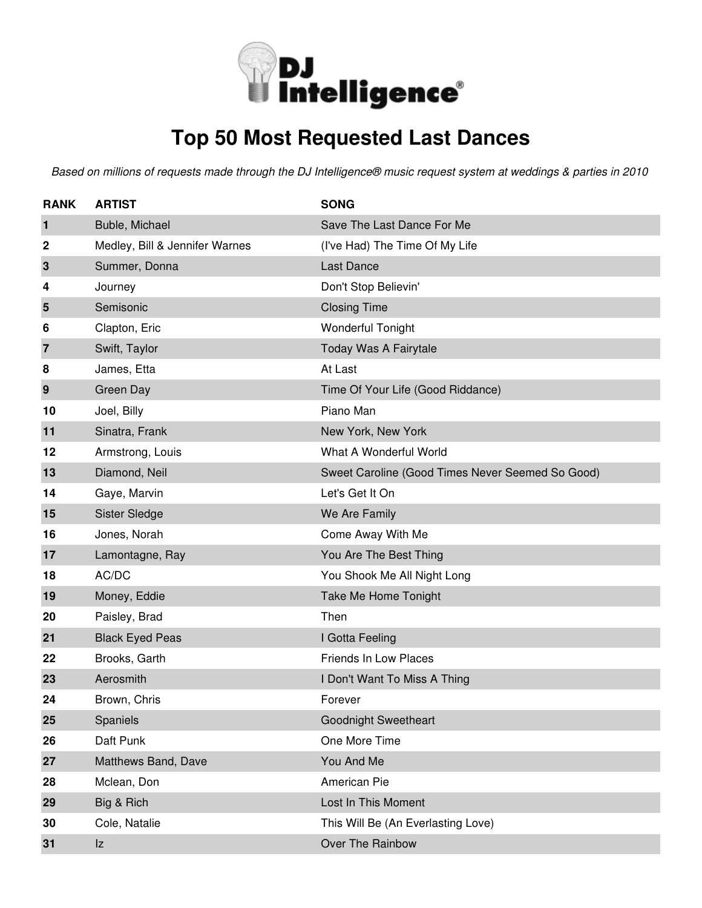# DJ Intelligence®

## Top 50 Most Requested Last Dances

*Based on millions of requests made through the DJ Intelligence® music request system at weddings & parties in 2010*

| RANK | ARTIST | SONG |
|---|---|---|
| 1 | Buble, Michael | Save The Last Dance For Me |
| 2 | Medley, Bill & Jennifer Warnes | (I've Had) The Time Of My Life |
| 3 | Summer, Donna | Last Dance |
| 4 | Journey | Don't Stop Believin' |
| 5 | Semisonic | Closing Time |
| 6 | Clapton, Eric | Wonderful Tonight |
| 7 | Swift, Taylor | Today Was A Fairytale |
| 8 | James, Etta | At Last |
| 9 | Green Day | Time Of Your Life (Good Riddance) |
| 10 | Joel, Billy | Piano Man |
| 11 | Sinatra, Frank | New York, New York |
| 12 | Armstrong, Louis | What A Wonderful World |
| 13 | Diamond, Neil | Sweet Caroline (Good Times Never Seemed So Good) |
| 14 | Gaye, Marvin | Let's Get It On |
| 15 | Sister Sledge | We Are Family |
| 16 | Jones, Norah | Come Away With Me |
| 17 | Lamontagne, Ray | You Are The Best Thing |
| 18 | AC/DC | You Shook Me All Night Long |
| 19 | Money, Eddie | Take Me Home Tonight |
| 20 | Paisley, Brad | Then |
| 21 | Black Eyed Peas | I Gotta Feeling |
| 22 | Brooks, Garth | Friends In Low Places |
| 23 | Aerosmith | I Don't Want To Miss A Thing |
| 24 | Brown, Chris | Forever |
| 25 | Spaniels | Goodnight Sweetheart |
| 26 | Daft Punk | One More Time |
| 27 | Matthews Band, Dave | You And Me |
| 28 | Mclean, Don | American Pie |
| 29 | Big & Rich | Lost In This Moment |
| 30 | Cole, Natalie | This Will Be (An Everlasting Love) |
| 31 | Iz | Over The Rainbow |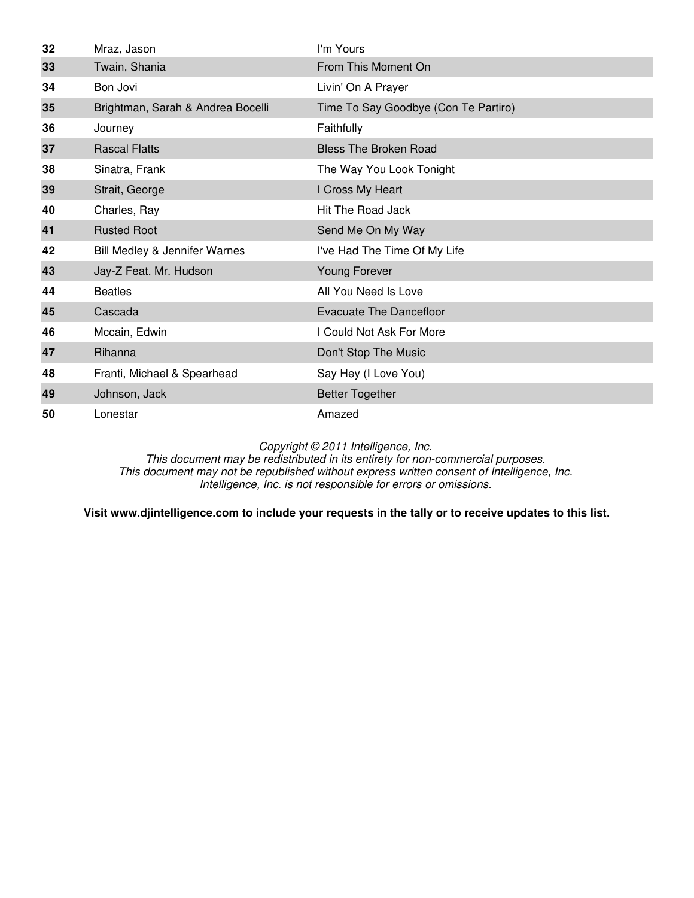| | | |
|---|---|---|
| **32** | Mraz, Jason | I'm Yours |
| **33** | Twain, Shania | From This Moment On |
| **34** | Bon Jovi | Livin' On A Prayer |
| **35** | Brightman, Sarah & Andrea Bocelli | Time To Say Goodbye (Con Te Partiro) |
| **36** | Journey | Faithfully |
| **37** | Rascal Flatts | Bless The Broken Road |
| **38** | Sinatra, Frank | The Way You Look Tonight |
| **39** | Strait, George | I Cross My Heart |
| **40** | Charles, Ray | Hit The Road Jack |
| **41** | Rusted Root | Send Me On My Way |
| **42** | Bill Medley & Jennifer Warnes | I've Had The Time Of My Life |
| **43** | Jay-Z Feat. Mr. Hudson | Young Forever |
| **44** | Beatles | All You Need Is Love |
| **45** | Cascada | Evacuate The Dancefloor |
| **46** | Mccain, Edwin | I Could Not Ask For More |
| **47** | Rihanna | Don't Stop The Music |
| **48** | Franti, Michael & Spearhead | Say Hey (I Love You) |
| **49** | Johnson, Jack | Better Together |
| **50** | Lonestar | Amazed |

*Copyright © 2011 Intelligence, Inc.*
*This document may be redistributed in its entirety for non-commercial purposes.*
*This document may not be republished without express written consent of Intelligence, Inc.*
*Intelligence, Inc. is not responsible for errors or omissions.*

**Visit www.djintelligence.com to include your requests in the tally or to receive updates to this list.**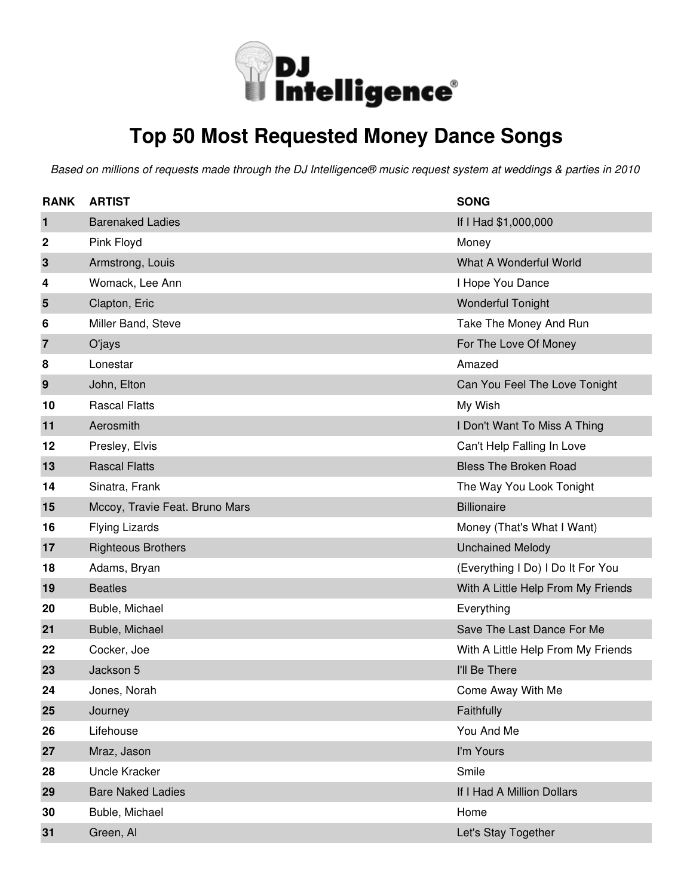DJ Intelligence®

# Top 50 Most Requested Money Dance Songs

*Based on millions of requests made through the DJ Intelligence® music request system at weddings & parties in 2010*

| RANK | ARTIST | SONG |
|---|---|---|
| 1 | Barenaked Ladies | If I Had $1,000,000 |
| 2 | Pink Floyd | Money |
| 3 | Armstrong, Louis | What A Wonderful World |
| 4 | Womack, Lee Ann | I Hope You Dance |
| 5 | Clapton, Eric | Wonderful Tonight |
| 6 | Miller Band, Steve | Take The Money And Run |
| 7 | O'jays | For The Love Of Money |
| 8 | Lonestar | Amazed |
| 9 | John, Elton | Can You Feel The Love Tonight |
| 10 | Rascal Flatts | My Wish |
| 11 | Aerosmith | I Don't Want To Miss A Thing |
| 12 | Presley, Elvis | Can't Help Falling In Love |
| 13 | Rascal Flatts | Bless The Broken Road |
| 14 | Sinatra, Frank | The Way You Look Tonight |
| 15 | Mccoy, Travie Feat. Bruno Mars | Billionaire |
| 16 | Flying Lizards | Money (That's What I Want) |
| 17 | Righteous Brothers | Unchained Melody |
| 18 | Adams, Bryan | (Everything I Do) I Do It For You |
| 19 | Beatles | With A Little Help From My Friends |
| 20 | Buble, Michael | Everything |
| 21 | Buble, Michael | Save The Last Dance For Me |
| 22 | Cocker, Joe | With A Little Help From My Friends |
| 23 | Jackson 5 | I'll Be There |
| 24 | Jones, Norah | Come Away With Me |
| 25 | Journey | Faithfully |
| 26 | Lifehouse | You And Me |
| 27 | Mraz, Jason | I'm Yours |
| 28 | Uncle Kracker | Smile |
| 29 | Bare Naked Ladies | If I Had A Million Dollars |
| 30 | Buble, Michael | Home |
| 31 | Green, Al | Let's Stay Together |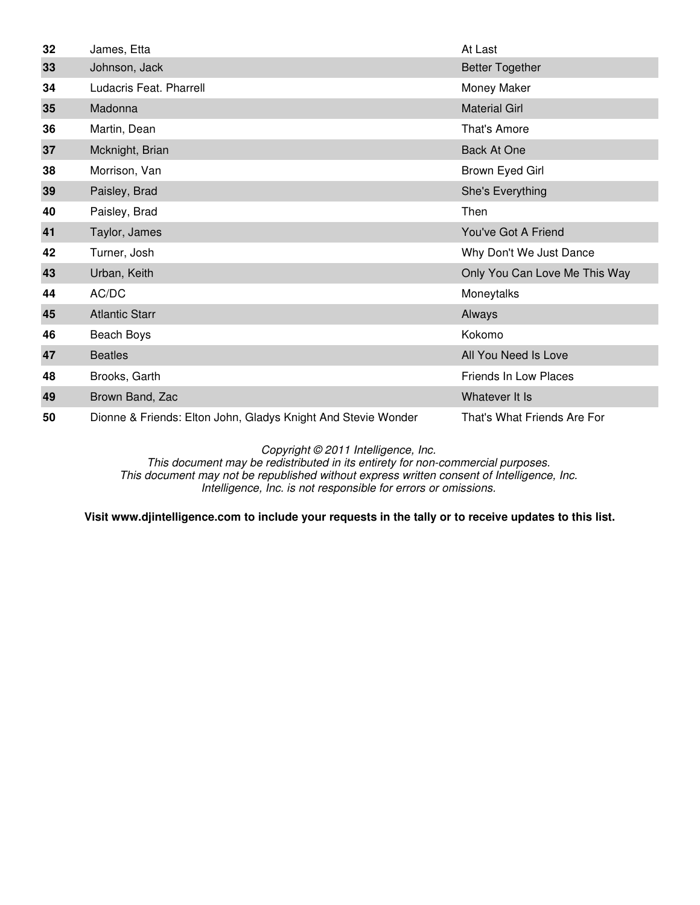| | | |
|---|---|---|
| 32 | James, Etta | At Last |
| 33 | Johnson, Jack | Better Together |
| 34 | Ludacris Feat. Pharrell | Money Maker |
| 35 | Madonna | Material Girl |
| 36 | Martin, Dean | That's Amore |
| 37 | Mcknight, Brian | Back At One |
| 38 | Morrison, Van | Brown Eyed Girl |
| 39 | Paisley, Brad | She's Everything |
| 40 | Paisley, Brad | Then |
| 41 | Taylor, James | You've Got A Friend |
| 42 | Turner, Josh | Why Don't We Just Dance |
| 43 | Urban, Keith | Only You Can Love Me This Way |
| 44 | AC/DC | Moneytalks |
| 45 | Atlantic Starr | Always |
| 46 | Beach Boys | Kokomo |
| 47 | Beatles | All You Need Is Love |
| 48 | Brooks, Garth | Friends In Low Places |
| 49 | Brown Band, Zac | Whatever It Is |
| 50 | Dionne & Friends: Elton John, Gladys Knight And Stevie Wonder | That's What Friends Are For |

*Copyright © 2011 Intelligence, Inc.*
*This document may be redistributed in its entirety for non-commercial purposes.*
*This document may not be republished without express written consent of Intelligence, Inc.*
*Intelligence, Inc. is not responsible for errors or omissions.*

**Visit www.djintelligence.com to include your requests in the tally or to receive updates to this list.**